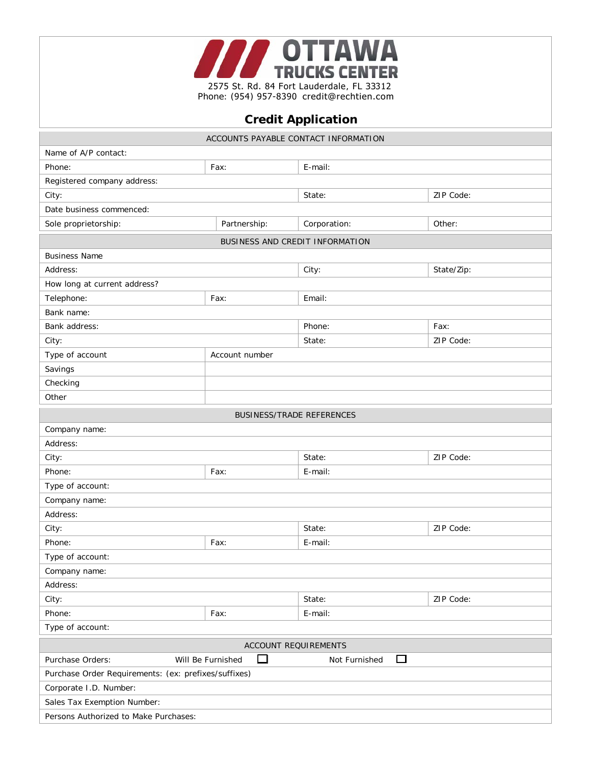**OTTAWA TRUCKS CENTER**

2575 St. Rd. 84 Fort Lauderdale, FL 33312
Phone: (954) 957-8390 credit@rechtien.com

# Credit Application

| ACCOUNTS PAYABLE CONTACT INFORMATION | | | |
|---|---|---|---|
| Name of A/P contact: | | | |
| Phone: | Fax: | E-mail: | |
| Registered company address: | | | |
| City: | | State: | ZIP Code: |
| Date business commenced: | | | |
| Sole proprietorship: | Partnership: | Corporation: | Other: |

| BUSINESS AND CREDIT INFORMATION | | | |
|---|---|---|---|
| Business Name | | | |
| Address: | | City: | State/Zip: |
| How long at current address? | | | |
| Telephone: | Fax: | Email: | |
| Bank name: | | | |
| Bank address: | | Phone: | Fax: |
| City: | | State: | ZIP Code: |
| Type of account | Account number | | |
| Savings | | | |
| Checking | | | |
| Other | | | |

| BUSINESS/TRADE REFERENCES | | | |
|---|---|---|---|
| Company name: | | | |
| Address: | | | |
| City: | | State: | ZIP Code: |
| Phone: | Fax: | E-mail: | |
| Type of account: | | | |
| Company name: | | | |
| Address: | | | |
| City: | | State: | ZIP Code: |
| Phone: | Fax: | E-mail: | |
| Type of account: | | | |
| Company name: | | | |
| Address: | | | |
| City: | | State: | ZIP Code: |
| Phone: | Fax: | E-mail: | |
| Type of account: | | | |

| ACCOUNT REQUIREMENTS | | |
|---|---|---|
| Purchase Orders: | Will Be Furnished ☐ | Not Furnished ☐ |
| Purchase Order Requirements: (ex: prefixes/suffixes) | | |
| Corporate I.D. Number: | | |
| Sales Tax Exemption Number: | | |
| Persons Authorized to Make Purchases: | | |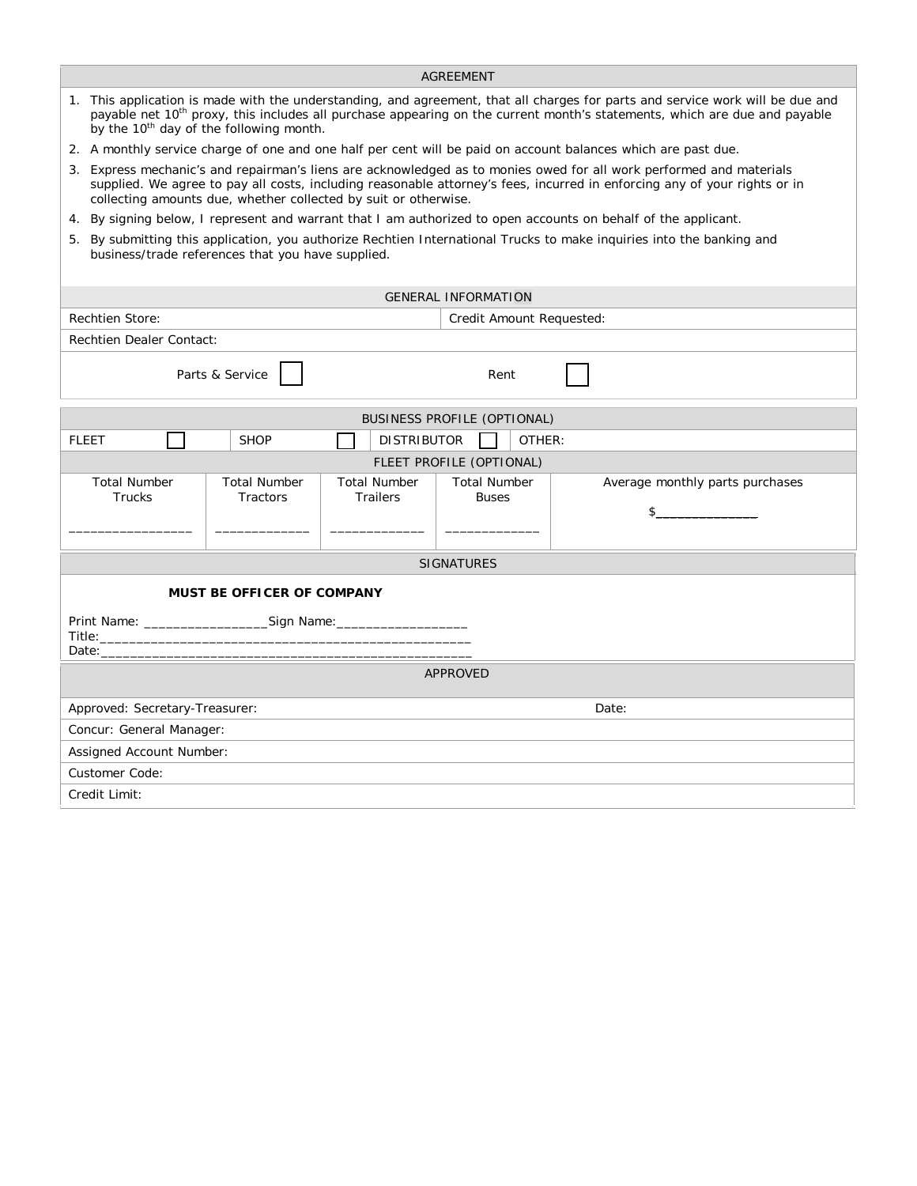## AGREEMENT

1. This application is made with the understanding, and agreement, that all charges for parts and service work will be due and payable net 10th proxy, this includes all purchase appearing on the current month's statements, which are due and payable by the 10th day of the following month.
2. A monthly service charge of one and one half per cent will be paid on account balances which are past due.
3. Express mechanic's and repairman's liens are acknowledged as to monies owed for all work performed and materials supplied. We agree to pay all costs, including reasonable attorney's fees, incurred in enforcing any of your rights or in collecting amounts due, whether collected by suit or otherwise.
4. By signing below, I represent and warrant that I am authorized to open accounts on behalf of the applicant.
5. By submitting this application, you authorize Rechtien International Trucks to make inquiries into the banking and business/trade references that you have supplied.

## GENERAL INFORMATION

| | |
|---|---|
| Rechtien Store: | Credit Amount Requested: |
| Rechtien Dealer Contact: | |
| Parts & Service ☐ | Rent ☐ |

## BUSINESS PROFILE (OPTIONAL)

| | | | |
|---|---|---|---|
| FLEET ☐ | SHOP ☐ | DISTRIBUTOR ☐ | OTHER: |

## FLEET PROFILE (OPTIONAL)

| Total Number Trucks | Total Number Tractors | Total Number Trailers | Total Number Buses | Average monthly parts purchases |
|---|---|---|---|---|
| ________________ | ____________ | ____________ | ____________ | $______________ |

## SIGNATURES

**MUST BE OFFICER OF COMPANY**

Print Name: ________________Sign Name:_________________
Title:_____________________________________________________
Date:_____________________________________________________

## APPROVED

| | |
|---|---|
| Approved: Secretary-Treasurer: | Date: |
| Concur: General Manager: | |
| Assigned Account Number: | |
| Customer Code: | |
| Credit Limit: | |